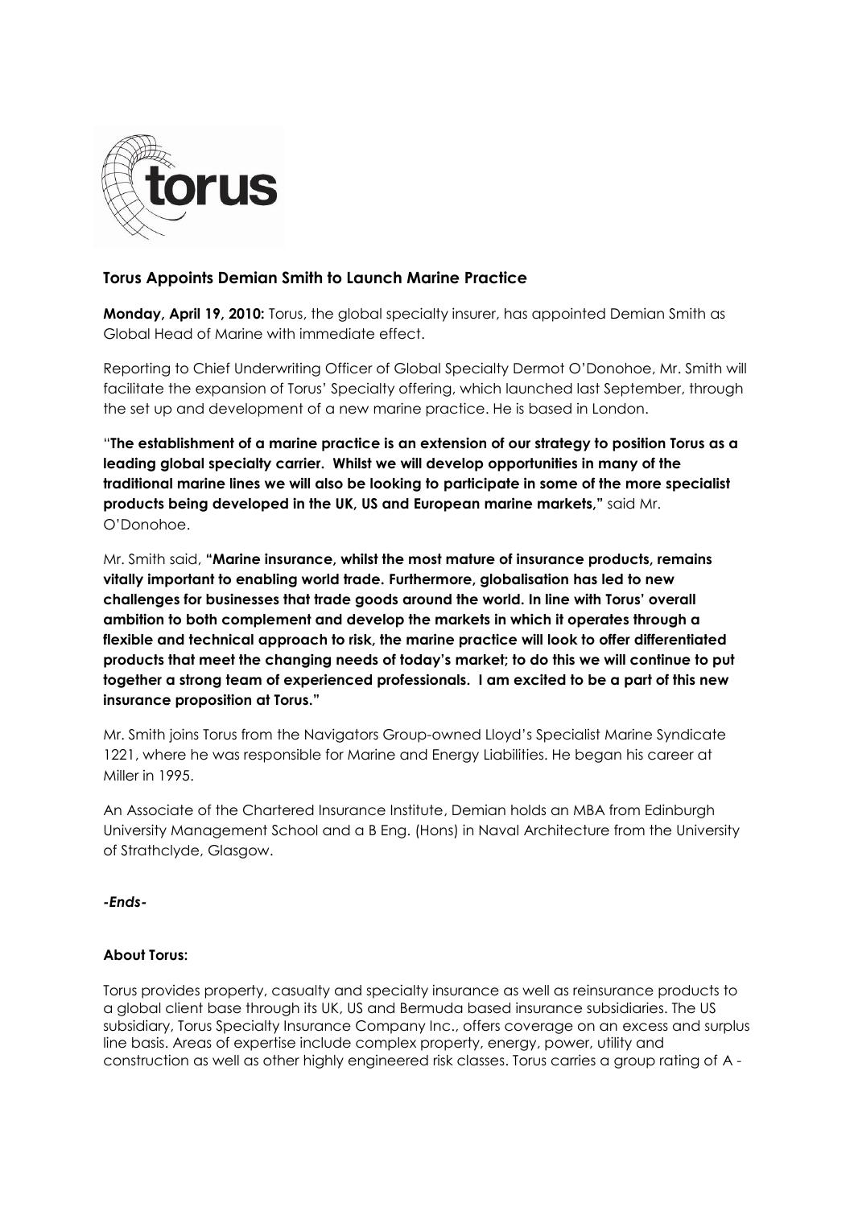## Torus Appoints Demian Smith to Launch Marine Practice

**Monday, April 19, 2010:** Torus, the global specialty insurer, has appointed Demian Smith as Global Head of Marine with immediate effect.

Reporting to Chief Underwriting Officer of Global Specialty Dermot O'Donohoe, Mr. Smith will facilitate the expansion of Torus' Specialty offering, which launched last September, through the set up and development of a new marine practice. He is based in London.

"**The establishment of a marine practice is an extension of our strategy to position Torus as a leading global specialty carrier. Whilst we will develop opportunities in many of the traditional marine lines we will also be looking to participate in some of the more specialist products being developed in the UK, US and European marine markets,"** said Mr. O'Donohoe.

Mr. Smith said, **"Marine insurance, whilst the most mature of insurance products, remains vitally important to enabling world trade. Furthermore, globalisation has led to new challenges for businesses that trade goods around the world. In line with Torus' overall ambition to both complement and develop the markets in which it operates through a flexible and technical approach to risk, the marine practice will look to offer differentiated products that meet the changing needs of today's market; to do this we will continue to put together a strong team of experienced professionals. I am excited to be a part of this new insurance proposition at Torus."**

Mr. Smith joins Torus from the Navigators Group-owned Lloyd's Specialist Marine Syndicate 1221, where he was responsible for Marine and Energy Liabilities. He began his career at Miller in 1995.

An Associate of the Chartered Insurance Institute, Demian holds an MBA from Edinburgh University Management School and a B Eng. (Hons) in Naval Architecture from the University of Strathclyde, Glasgow.

***-Ends-***

**About Torus:**

Torus provides property, casualty and specialty insurance as well as reinsurance products to a global client base through its UK, US and Bermuda based insurance subsidiaries. The US subsidiary, Torus Specialty Insurance Company Inc., offers coverage on an excess and surplus line basis. Areas of expertise include complex property, energy, power, utility and construction as well as other highly engineered risk classes. Torus carries a group rating of A -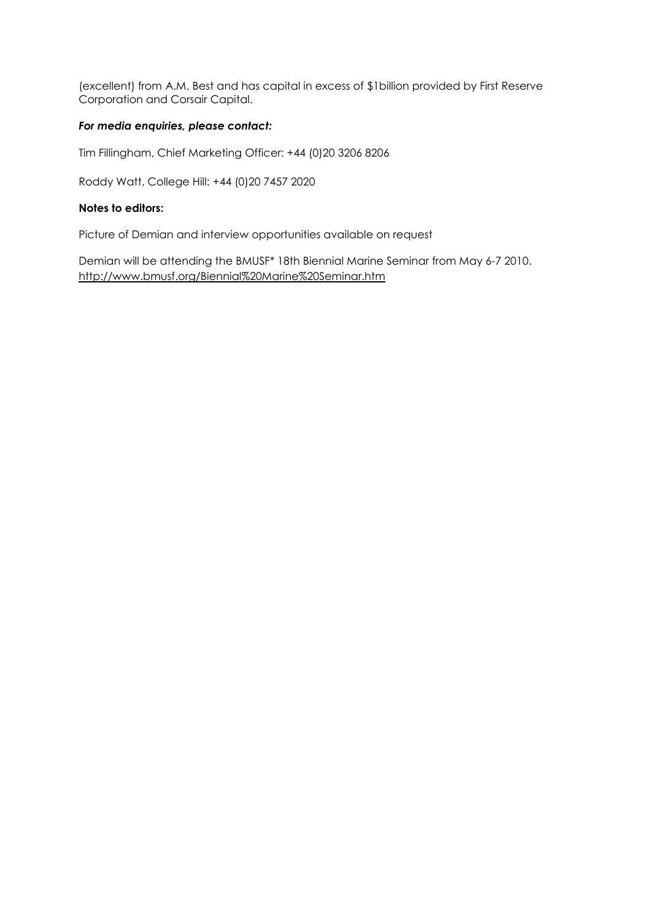(excellent) from A.M. Best and has capital in excess of $1billion provided by First Reserve Corporation and Corsair Capital.

***For media enquiries, please contact:***

Tim Fillingham, Chief Marketing Officer: +44 (0)20 3206 8206

Roddy Watt, College Hill: +44 (0)20 7457 2020

**Notes to editors:**

Picture of Demian and interview opportunities available on request

Demian will be attending the BMUSF* 18th Biennial Marine Seminar from May 6-7 2010. http://www.bmusf.org/Biennial%20Marine%20Seminar.htm